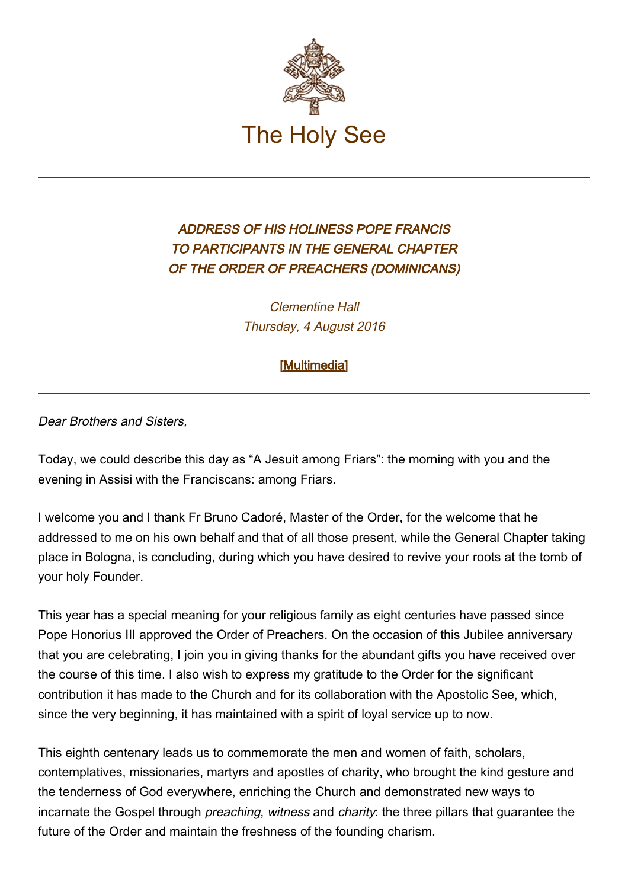The Holy See

# *ADDRESS OF HIS HOLINESS POPE FRANCIS TO PARTICIPANTS IN THE GENERAL CHAPTER OF THE ORDER OF PREACHERS (DOMINICANS)*

*Clementine Hall*
*Thursday, 4 August 2016*

[Multimedia]

---

*Dear Brothers and Sisters,*

Today, we could describe this day as “A Jesuit among Friars”: the morning with you and the evening in Assisi with the Franciscans: among Friars.

I welcome you and I thank Fr Bruno Cadoré, Master of the Order, for the welcome that he addressed to me on his own behalf and that of all those present, while the General Chapter taking place in Bologna, is concluding, during which you have desired to revive your roots at the tomb of your holy Founder.

This year has a special meaning for your religious family as eight centuries have passed since Pope Honorius III approved the Order of Preachers. On the occasion of this Jubilee anniversary that you are celebrating, I join you in giving thanks for the abundant gifts you have received over the course of this time. I also wish to express my gratitude to the Order for the significant contribution it has made to the Church and for its collaboration with the Apostolic See, which, since the very beginning, it has maintained with a spirit of loyal service up to now.

This eighth centenary leads us to commemorate the men and women of faith, scholars, contemplatives, missionaries, martyrs and apostles of charity, who brought the kind gesture and the tenderness of God everywhere, enriching the Church and demonstrated new ways to incarnate the Gospel through *preaching*, *witness* and *charity*: the three pillars that guarantee the future of the Order and maintain the freshness of the founding charism.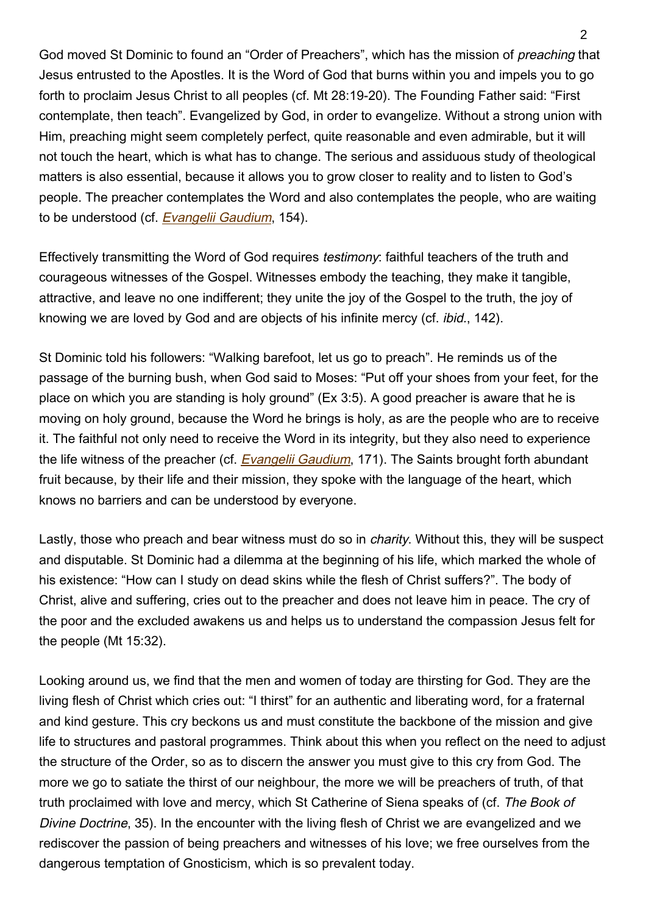God moved St Dominic to found an “Order of Preachers”, which has the mission of *preaching* that Jesus entrusted to the Apostles. It is the Word of God that burns within you and impels you to go forth to proclaim Jesus Christ to all peoples (cf. Mt 28:19-20). The Founding Father said: “First contemplate, then teach”. Evangelized by God, in order to evangelize. Without a strong union with Him, preaching might seem completely perfect, quite reasonable and even admirable, but it will not touch the heart, which is what has to change. The serious and assiduous study of theological matters is also essential, because it allows you to grow closer to reality and to listen to God’s people. The preacher contemplates the Word and also contemplates the people, who are waiting to be understood (cf. *Evangelii Gaudium*, 154).

Effectively transmitting the Word of God requires *testimony*: faithful teachers of the truth and courageous witnesses of the Gospel. Witnesses embody the teaching, they make it tangible, attractive, and leave no one indifferent; they unite the joy of the Gospel to the truth, the joy of knowing we are loved by God and are objects of his infinite mercy (cf. *ibid.*, 142).

St Dominic told his followers: “Walking barefoot, let us go to preach”. He reminds us of the passage of the burning bush, when God said to Moses: “Put off your shoes from your feet, for the place on which you are standing is holy ground” (Ex 3:5). A good preacher is aware that he is moving on holy ground, because the Word he brings is holy, as are the people who are to receive it. The faithful not only need to receive the Word in its integrity, but they also need to experience the life witness of the preacher (cf. *Evangelii Gaudium*, 171). The Saints brought forth abundant fruit because, by their life and their mission, they spoke with the language of the heart, which knows no barriers and can be understood by everyone.

Lastly, those who preach and bear witness must do so in *charity*. Without this, they will be suspect and disputable. St Dominic had a dilemma at the beginning of his life, which marked the whole of his existence: “How can I study on dead skins while the flesh of Christ suffers?”. The body of Christ, alive and suffering, cries out to the preacher and does not leave him in peace. The cry of the poor and the excluded awakens us and helps us to understand the compassion Jesus felt for the people (Mt 15:32).

Looking around us, we find that the men and women of today are thirsting for God. They are the living flesh of Christ which cries out: “I thirst” for an authentic and liberating word, for a fraternal and kind gesture. This cry beckons us and must constitute the backbone of the mission and give life to structures and pastoral programmes. Think about this when you reflect on the need to adjust the structure of the Order, so as to discern the answer you must give to this cry from God. The more we go to satiate the thirst of our neighbour, the more we will be preachers of truth, of that truth proclaimed with love and mercy, which St Catherine of Siena speaks of (cf. *The Book of Divine Doctrine*, 35). In the encounter with the living flesh of Christ we are evangelized and we rediscover the passion of being preachers and witnesses of his love; we free ourselves from the dangerous temptation of Gnosticism, which is so prevalent today.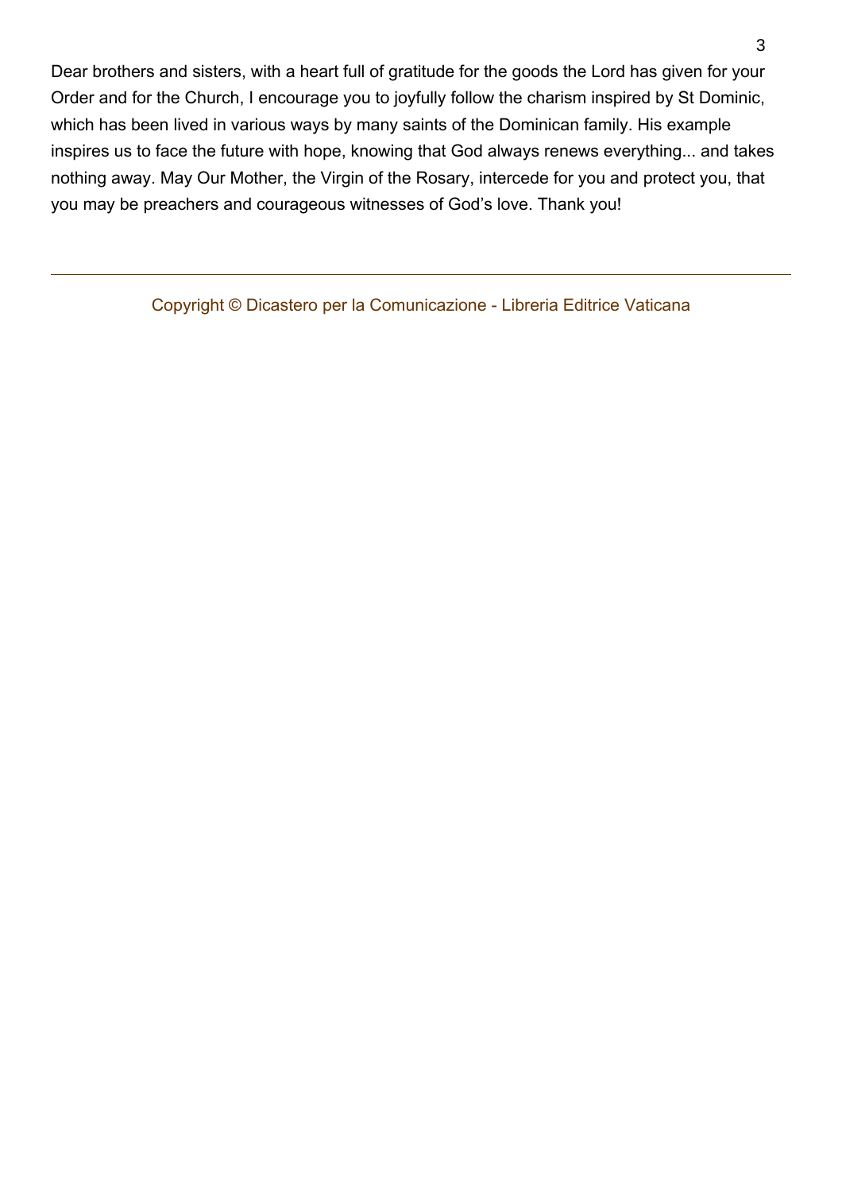Dear brothers and sisters, with a heart full of gratitude for the goods the Lord has given for your Order and for the Church, I encourage you to joyfully follow the charism inspired by St Dominic, which has been lived in various ways by many saints of the Dominican family. His example inspires us to face the future with hope, knowing that God always renews everything... and takes nothing away. May Our Mother, the Virgin of the Rosary, intercede for you and protect you, that you may be preachers and courageous witnesses of God's love. Thank you!

---

Copyright © Dicastero per la Comunicazione - Libreria Editrice Vaticana